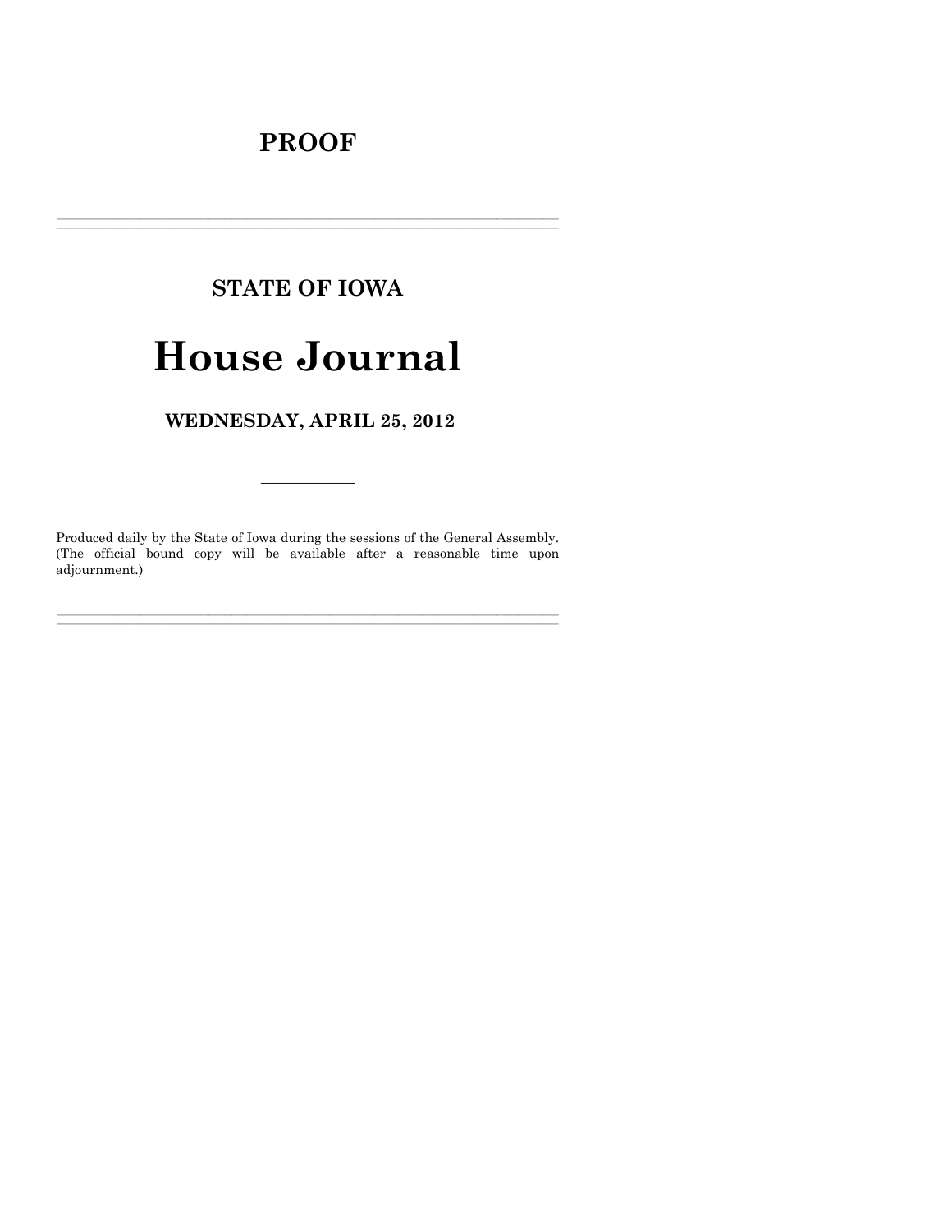# PROOF

## STATE OF IOWA

# House Journal

## WEDNESDAY, APRIL 25, 2012

Produced daily by the State of Iowa during the sessions of the General Assembly. (The official bound copy will be available after a reasonable time upon adjournment.)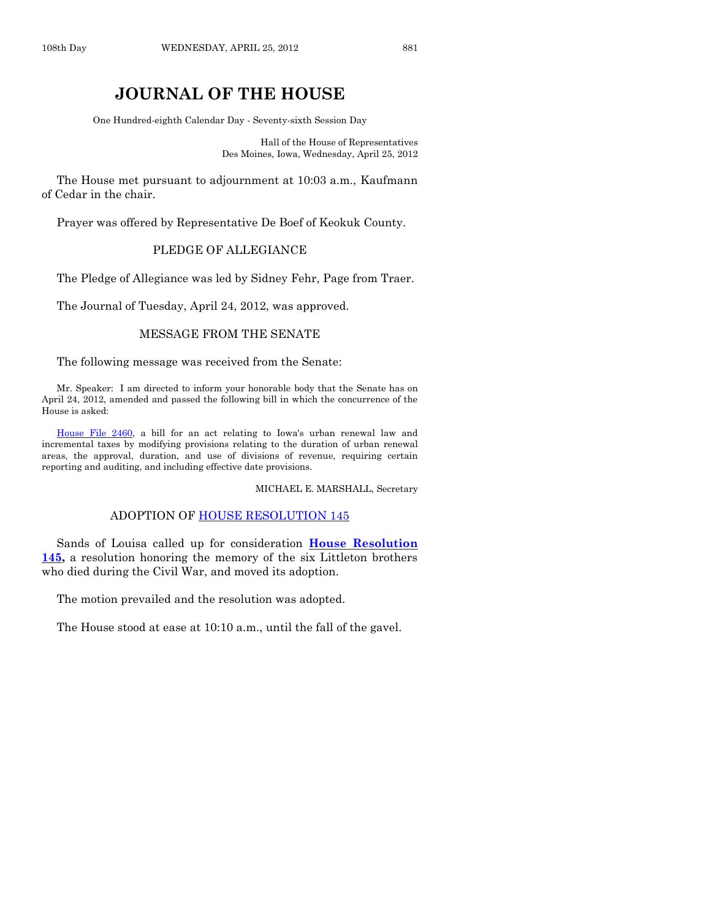# JOURNAL OF THE HOUSE

One Hundred-eighth Calendar Day - Seventy-sixth Session Day

Hall of the House of Representatives
Des Moines, Iowa, Wednesday, April 25, 2012

The House met pursuant to adjournment at 10:03 a.m., Kaufmann of Cedar in the chair.

Prayer was offered by Representative De Boef of Keokuk County.

## PLEDGE OF ALLEGIANCE

The Pledge of Allegiance was led by Sidney Fehr, Page from Traer.

The Journal of Tuesday, April 24, 2012, was approved.

## MESSAGE FROM THE SENATE

The following message was received from the Senate:

Mr. Speaker: I am directed to inform your honorable body that the Senate has on April 24, 2012, amended and passed the following bill in which the concurrence of the House is asked:

House File 2460, a bill for an act relating to Iowa's urban renewal law and incremental taxes by modifying provisions relating to the duration of urban renewal areas, the approval, duration, and use of divisions of revenue, requiring certain reporting and auditing, and including effective date provisions.

MICHAEL E. MARSHALL, Secretary

## ADOPTION OF HOUSE RESOLUTION 145

Sands of Louisa called up for consideration **House Resolution 145,** a resolution honoring the memory of the six Littleton brothers who died during the Civil War, and moved its adoption.

The motion prevailed and the resolution was adopted.

The House stood at ease at 10:10 a.m., until the fall of the gavel.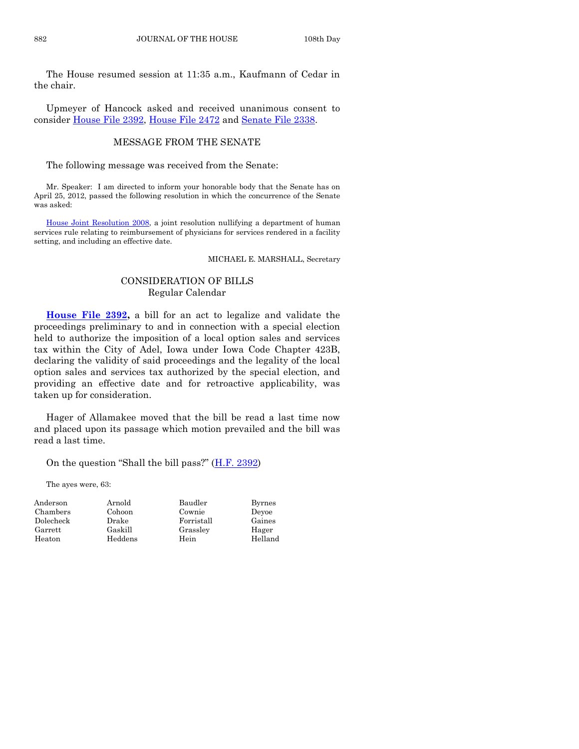The House resumed session at 11:35 a.m., Kaufmann of Cedar in the chair.

Upmeyer of Hancock asked and received unanimous consent to consider House File 2392, House File 2472 and Senate File 2338.

## MESSAGE FROM THE SENATE

The following message was received from the Senate:

Mr. Speaker: I am directed to inform your honorable body that the Senate has on April 25, 2012, passed the following resolution in which the concurrence of the Senate was asked:

House Joint Resolution 2008, a joint resolution nullifying a department of human services rule relating to reimbursement of physicians for services rendered in a facility setting, and including an effective date.

MICHAEL E. MARSHALL, Secretary

## CONSIDERATION OF BILLS
### Regular Calendar

**House File 2392,** a bill for an act to legalize and validate the proceedings preliminary to and in connection with a special election held to authorize the imposition of a local option sales and services tax within the City of Adel, Iowa under Iowa Code Chapter 423B, declaring the validity of said proceedings and the legality of the local option sales and services tax authorized by the special election, and providing an effective date and for retroactive applicability, was taken up for consideration.

Hager of Allamakee moved that the bill be read a last time now and placed upon its passage which motion prevailed and the bill was read a last time.

On the question "Shall the bill pass?" (H.F. 2392)

The ayes were, 63:

| | | | |
|---|---|---|---|
| Anderson | Arnold | Baudler | Byrnes |
| Chambers | Cohoon | Cownie | Deyoe |
| Dolecheck | Drake | Forristall | Gaines |
| Garrett | Gaskill | Grassley | Hager |
| Heaton | Heddens | Hein | Helland |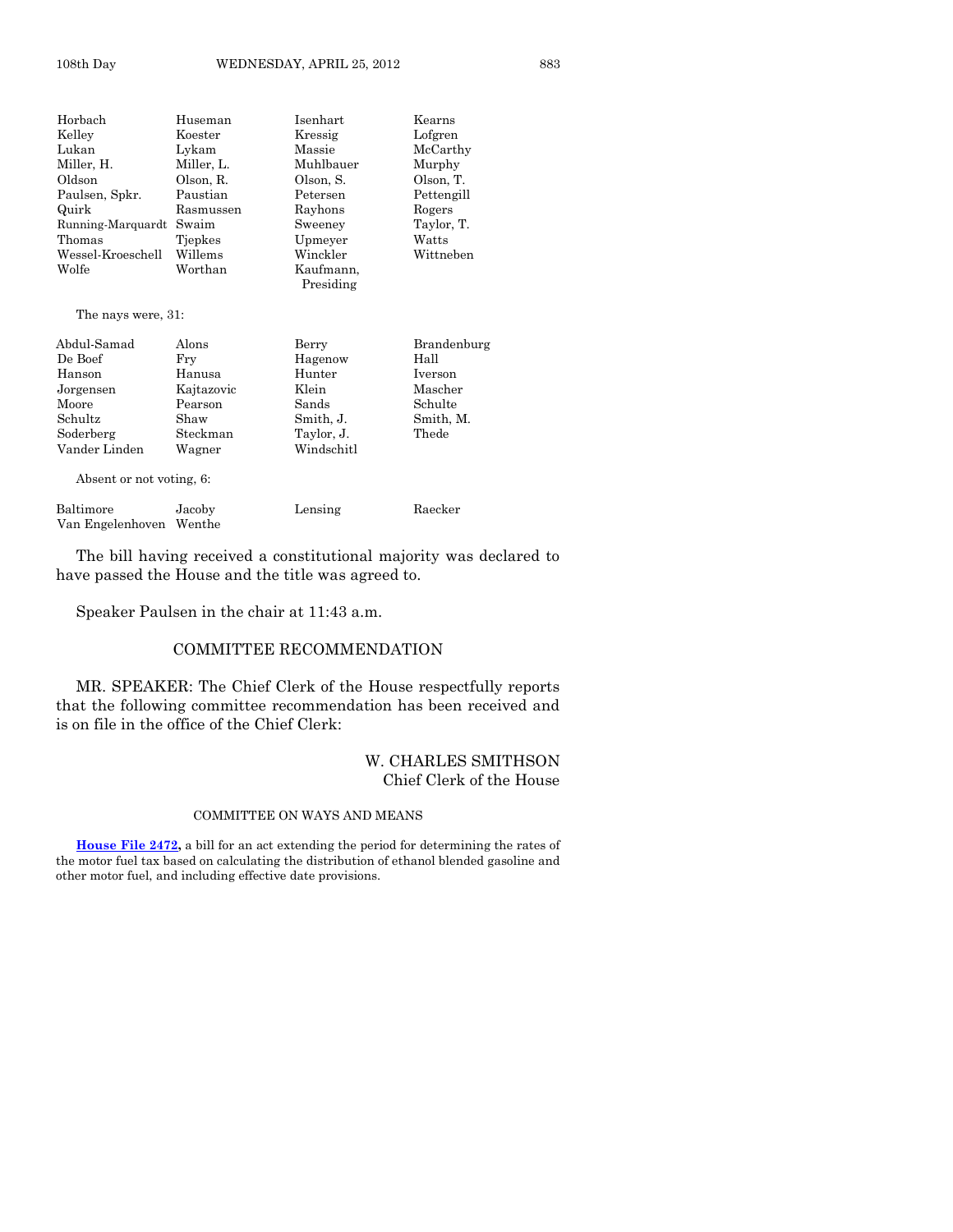| | | | |
|---|---|---|---|
| Horbach | Huseman | Isenhart | Kearns |
| Kelley | Koester | Kressig | Lofgren |
| Lukan | Lykam | Massie | McCarthy |
| Miller, H. | Miller, L. | Muhlbauer | Murphy |
| Oldson | Olson, R. | Olson, S. | Olson, T. |
| Paulsen, Spkr. | Paustian | Petersen | Pettengill |
| Quirk | Rasmussen | Rayhons | Rogers |
| Running-Marquardt | Swaim | Sweeney | Taylor, T. |
| Thomas | Tjepkes | Upmeyer | Watts |
| Wessel-Kroeschell | Willems | Winckler | Wittneben |
| Wolfe | Worthan | Kaufmann, Presiding | |

The nays were, 31:

| | | | |
|---|---|---|---|
| Abdul-Samad | Alons | Berry | Brandenburg |
| De Boef | Fry | Hagenow | Hall |
| Hanson | Hanusa | Hunter | Iverson |
| Jorgensen | Kajtazovic | Klein | Mascher |
| Moore | Pearson | Sands | Schulte |
| Schultz | Shaw | Smith, J. | Smith, M. |
| Soderberg | Steckman | Taylor, J. | Thede |
| Vander Linden | Wagner | Windschitl | |

Absent or not voting, 6:

| | | | |
|---|---|---|---|
| Baltimore | Jacoby | Lensing | Raecker |
| Van Engelenhoven | Wenthe | | |

The bill having received a constitutional majority was declared to have passed the House and the title was agreed to.

Speaker Paulsen in the chair at 11:43 a.m.

## COMMITTEE RECOMMENDATION

MR. SPEAKER: The Chief Clerk of the House respectfully reports that the following committee recommendation has been received and is on file in the office of the Chief Clerk:

W. CHARLES SMITHSON
Chief Clerk of the House

### COMMITTEE ON WAYS AND MEANS

**House File 2472,** a bill for an act extending the period for determining the rates of the motor fuel tax based on calculating the distribution of ethanol blended gasoline and other motor fuel, and including effective date provisions.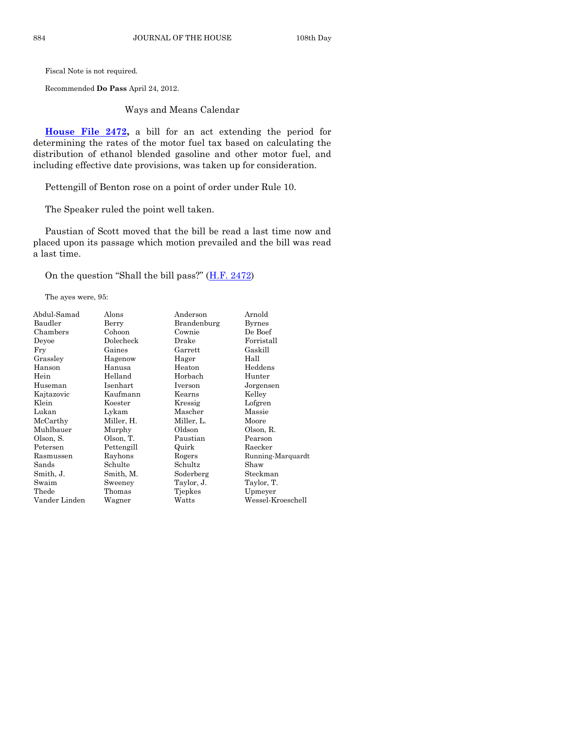Fiscal Note is not required.

Recommended **Do Pass** April 24, 2012.

Ways and Means Calendar

**House File 2472,** a bill for an act extending the period for determining the rates of the motor fuel tax based on calculating the distribution of ethanol blended gasoline and other motor fuel, and including effective date provisions, was taken up for consideration.

Pettengill of Benton rose on a point of order under Rule 10.

The Speaker ruled the point well taken.

Paustian of Scott moved that the bill be read a last time now and placed upon its passage which motion prevailed and the bill was read a last time.

On the question "Shall the bill pass?" (H.F. 2472)

The ayes were, 95:

| | | | |
|---|---|---|---|
| Abdul-Samad | Alons | Anderson | Arnold |
| Baudler | Berry | Brandenburg | Byrnes |
| Chambers | Cohoon | Cownie | De Boef |
| Deyoe | Dolecheck | Drake | Forristall |
| Fry | Gaines | Garrett | Gaskill |
| Grassley | Hagenow | Hager | Hall |
| Hanson | Hanusa | Heaton | Heddens |
| Hein | Helland | Horbach | Hunter |
| Huseman | Isenhart | Iverson | Jorgensen |
| Kajtazovic | Kaufmann | Kearns | Kelley |
| Klein | Koester | Kressig | Lofgren |
| Lukan | Lykam | Mascher | Massie |
| McCarthy | Miller, H. | Miller, L. | Moore |
| Muhlbauer | Murphy | Oldson | Olson, R. |
| Olson, S. | Olson, T. | Paustian | Pearson |
| Petersen | Pettengill | Quirk | Raecker |
| Rasmussen | Rayhons | Rogers | Running-Marquardt |
| Sands | Schulte | Schultz | Shaw |
| Smith, J. | Smith, M. | Soderberg | Steckman |
| Swaim | Sweeney | Taylor, J. | Taylor, T. |
| Thede | Thomas | Tjepkes | Upmeyer |
| Vander Linden | Wagner | Watts | Wessel-Kroeschell |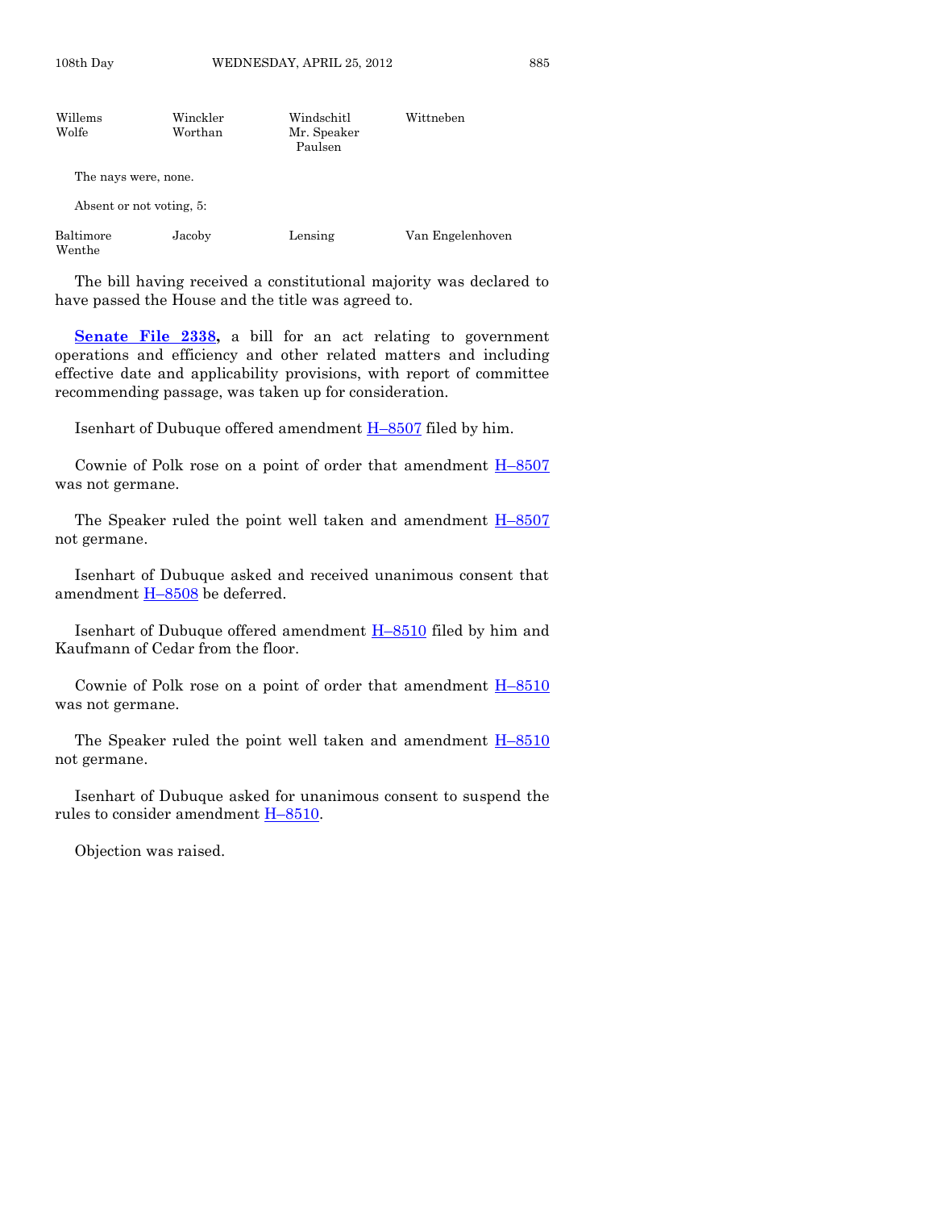| | | | |
|---|---|---|---|
| Willems | Winckler | Windschitl | Wittneben |
| Wolfe | Worthan | Mr. Speaker Paulsen | |

The nays were, none.

Absent or not voting, 5:

| | | | |
|---|---|---|---|
| Baltimore | Jacoby | Lensing | Van Engelenhoven |
| Wenthe | | | |

The bill having received a constitutional majority was declared to have passed the House and the title was agreed to.

**Senate File 2338,** a bill for an act relating to government operations and efficiency and other related matters and including effective date and applicability provisions, with report of committee recommending passage, was taken up for consideration.

Isenhart of Dubuque offered amendment H–8507 filed by him.

Cownie of Polk rose on a point of order that amendment H–8507 was not germane.

The Speaker ruled the point well taken and amendment H–8507 not germane.

Isenhart of Dubuque asked and received unanimous consent that amendment H–8508 be deferred.

Isenhart of Dubuque offered amendment H–8510 filed by him and Kaufmann of Cedar from the floor.

Cownie of Polk rose on a point of order that amendment H–8510 was not germane.

The Speaker ruled the point well taken and amendment H–8510 not germane.

Isenhart of Dubuque asked for unanimous consent to suspend the rules to consider amendment H–8510.

Objection was raised.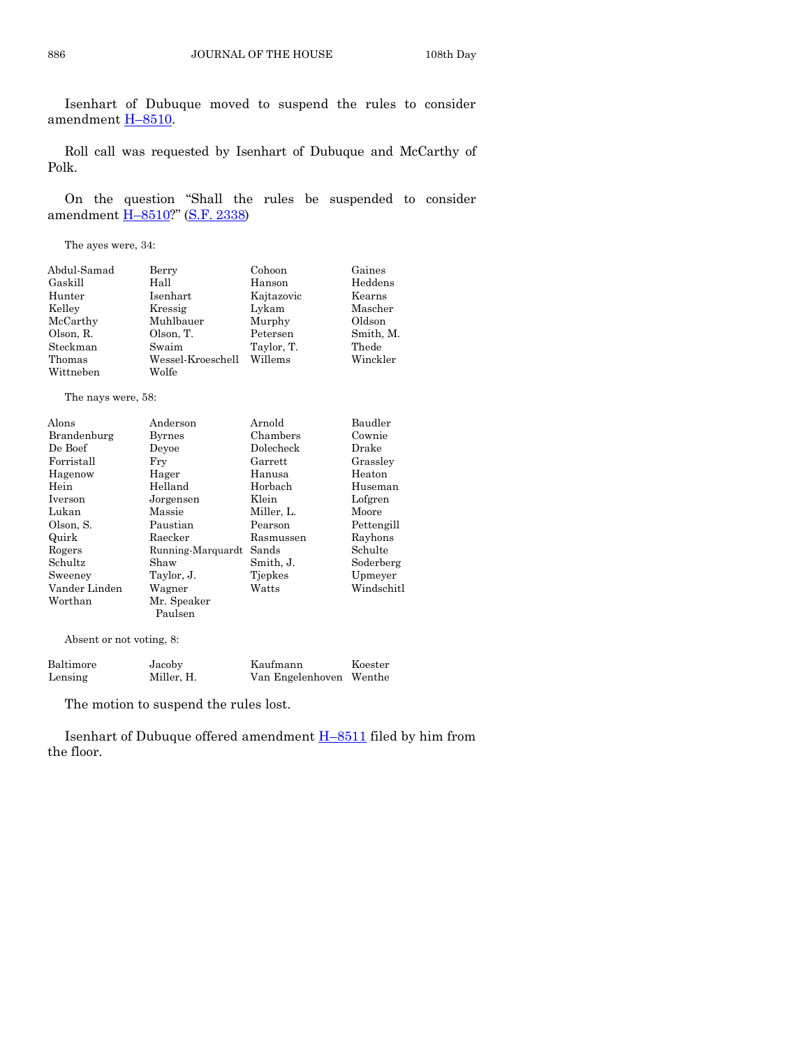Isenhart of Dubuque moved to suspend the rules to consider amendment H–8510.

Roll call was requested by Isenhart of Dubuque and McCarthy of Polk.

On the question "Shall the rules be suspended to consider amendment H–8510?" (S.F. 2338)

The ayes were, 34:

| | | | |
|---|---|---|---|
| Abdul-Samad | Berry | Cohoon | Gaines |
| Gaskill | Hall | Hanson | Heddens |
| Hunter | Isenhart | Kajtazovic | Kearns |
| Kelley | Kressig | Lykam | Mascher |
| McCarthy | Muhlbauer | Murphy | Oldson |
| Olson, R. | Olson, T. | Petersen | Smith, M. |
| Steckman | Swaim | Taylor, T. | Thede |
| Thomas | Wessel-Kroeschell | Willems | Winckler |
| Wittneben | Wolfe | | |

The nays were, 58:

| | | | |
|---|---|---|---|
| Alons | Anderson | Arnold | Baudler |
| Brandenburg | Byrnes | Chambers | Cownie |
| De Boef | Deyoe | Dolecheck | Drake |
| Forristall | Fry | Garrett | Grassley |
| Hagenow | Hager | Hanusa | Heaton |
| Hein | Helland | Horbach | Huseman |
| Iverson | Jorgensen | Klein | Lofgren |
| Lukan | Massie | Miller, L. | Moore |
| Olson, S. | Paustian | Pearson | Pettengill |
| Quirk | Raecker | Rasmussen | Rayhons |
| Rogers | Running-Marquardt | Sands | Schulte |
| Schultz | Shaw | Smith, J. | Soderberg |
| Sweeney | Taylor, J. | Tjepkes | Upmeyer |
| Vander Linden | Wagner | Watts | Windschitl |
| Worthan | Mr. Speaker Paulsen | | |

Absent or not voting, 8:

| | | | |
|---|---|---|---|
| Baltimore | Jacoby | Kaufmann | Koester |
| Lensing | Miller, H. | Van Engelenhoven | Wenthe |

The motion to suspend the rules lost.

Isenhart of Dubuque offered amendment H–8511 filed by him from the floor.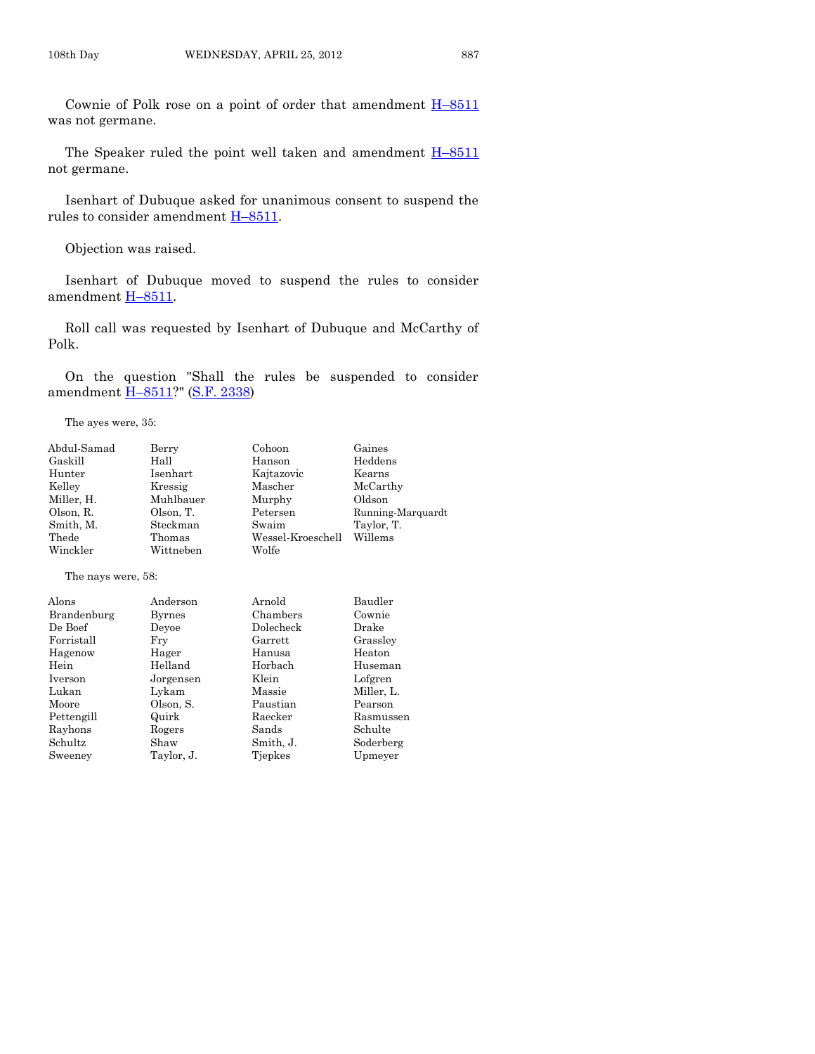Cownie of Polk rose on a point of order that amendment H–8511 was not germane.

The Speaker ruled the point well taken and amendment H–8511 not germane.

Isenhart of Dubuque asked for unanimous consent to suspend the rules to consider amendment H–8511.

Objection was raised.

Isenhart of Dubuque moved to suspend the rules to consider amendment H–8511.

Roll call was requested by Isenhart of Dubuque and McCarthy of Polk.

On the question "Shall the rules be suspended to consider amendment H–8511?" (S.F. 2338)

The ayes were, 35:

| | | | |
|---|---|---|---|
| Abdul-Samad | Berry | Cohoon | Gaines |
| Gaskill | Hall | Hanson | Heddens |
| Hunter | Isenhart | Kajtazovic | Kearns |
| Kelley | Kressig | Mascher | McCarthy |
| Miller, H. | Muhlbauer | Murphy | Oldson |
| Olson, R. | Olson, T. | Petersen | Running-Marquardt |
| Smith, M. | Steckman | Swaim | Taylor, T. |
| Thede | Thomas | Wessel-Kroeschell | Willems |
| Winckler | Wittneben | Wolfe | |

The nays were, 58:

| | | | |
|---|---|---|---|
| Alons | Anderson | Arnold | Baudler |
| Brandenburg | Byrnes | Chambers | Cownie |
| De Boef | Deyoe | Dolecheck | Drake |
| Forristall | Fry | Garrett | Grassley |
| Hagenow | Hager | Hanusa | Heaton |
| Hein | Helland | Horbach | Huseman |
| Iverson | Jorgensen | Klein | Lofgren |
| Lukan | Lykam | Massie | Miller, L. |
| Moore | Olson, S. | Paustian | Pearson |
| Pettengill | Quirk | Raecker | Rasmussen |
| Rayhons | Rogers | Sands | Schulte |
| Schultz | Shaw | Smith, J. | Soderberg |
| Sweeney | Taylor, J. | Tjepkes | Upmeyer |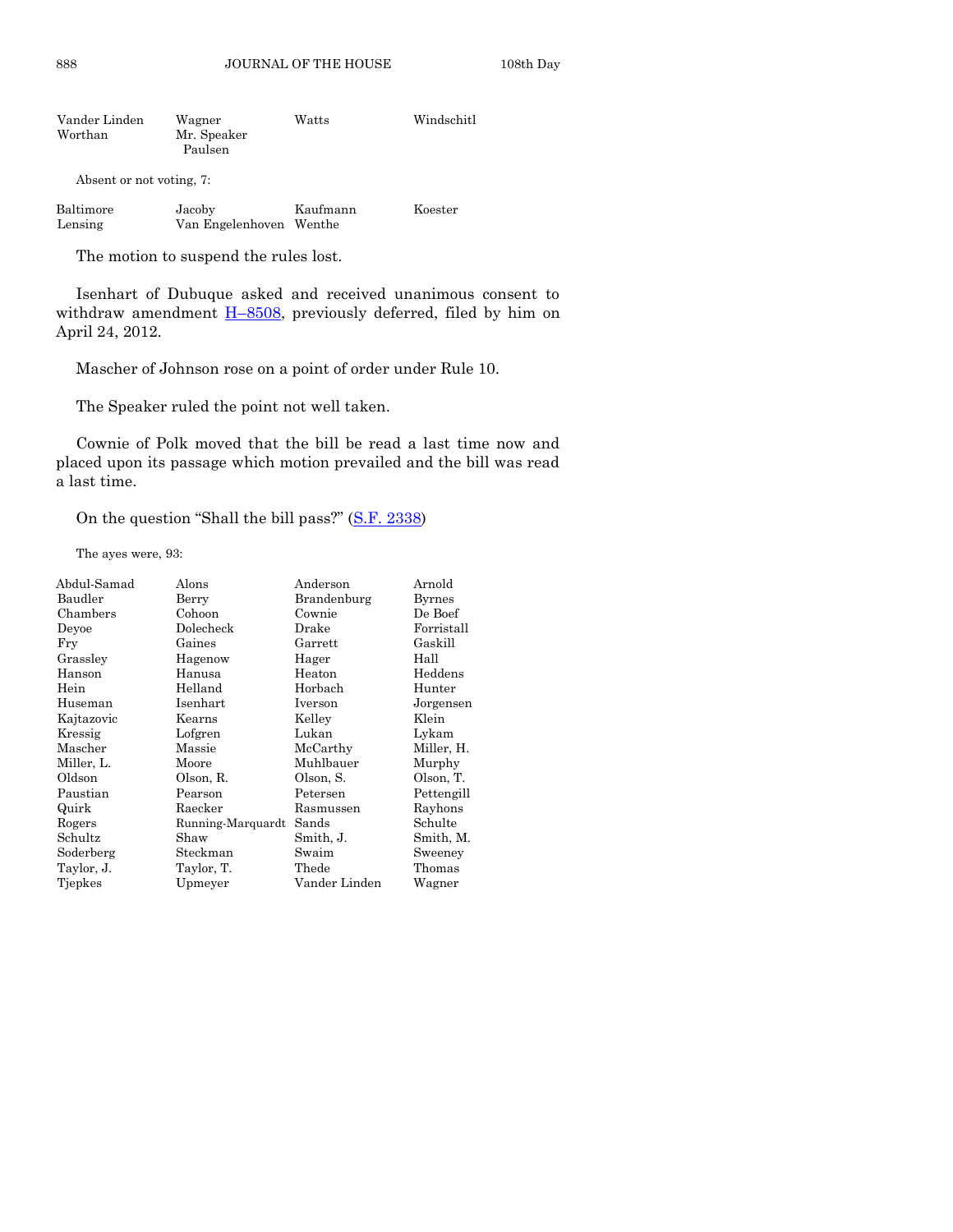| | | | |
|---|---|---|---|
| Vander Linden | Wagner | Watts | Windschitl |
| Worthan | Mr. Speaker Paulsen | | |

Absent or not voting, 7:

| | | | |
|---|---|---|---|
| Baltimore | Jacoby | Kaufmann | Koester |
| Lensing | Van Engelenhoven | Wenthe | |

The motion to suspend the rules lost.

Isenhart of Dubuque asked and received unanimous consent to withdraw amendment H–8508, previously deferred, filed by him on April 24, 2012.

Mascher of Johnson rose on a point of order under Rule 10.

The Speaker ruled the point not well taken.

Cownie of Polk moved that the bill be read a last time now and placed upon its passage which motion prevailed and the bill was read a last time.

On the question "Shall the bill pass?" (S.F. 2338)

The ayes were, 93:

| | | | |
|---|---|---|---|
| Abdul-Samad | Alons | Anderson | Arnold |
| Baudler | Berry | Brandenburg | Byrnes |
| Chambers | Cohoon | Cownie | De Boef |
| Deyoe | Dolecheck | Drake | Forristall |
| Fry | Gaines | Garrett | Gaskill |
| Grassley | Hagenow | Hager | Hall |
| Hanson | Hanusa | Heaton | Heddens |
| Hein | Helland | Horbach | Hunter |
| Huseman | Isenhart | Iverson | Jorgensen |
| Kajtazovic | Kearns | Kelley | Klein |
| Kressig | Lofgren | Lukan | Lykam |
| Mascher | Massie | McCarthy | Miller, H. |
| Miller, L. | Moore | Muhlbauer | Murphy |
| Oldson | Olson, R. | Olson, S. | Olson, T. |
| Paustian | Pearson | Petersen | Pettengill |
| Quirk | Raecker | Rasmussen | Rayhons |
| Rogers | Running-Marquardt | Sands | Schulte |
| Schultz | Shaw | Smith, J. | Smith, M. |
| Soderberg | Steckman | Swaim | Sweeney |
| Taylor, J. | Taylor, T. | Thede | Thomas |
| Tjepkes | Upmeyer | Vander Linden | Wagner |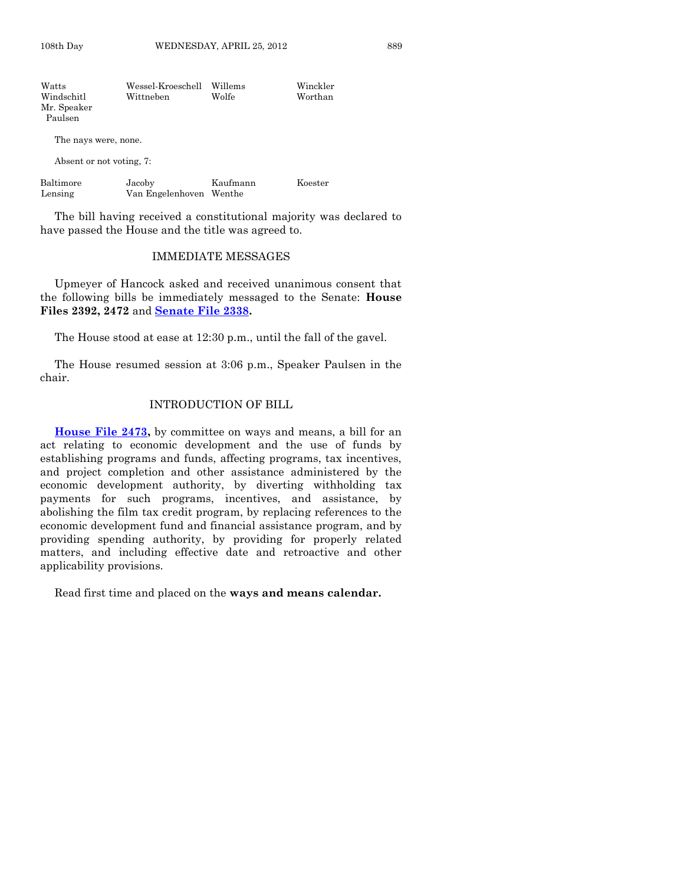| | | | |
|---|---|---|---|
| Watts | Wessel-Kroeschell | Willems | Winckler |
| Windschitl | Wittneben | Wolfe | Worthan |
| Mr. Speaker Paulsen | | | |

The nays were, none.

Absent or not voting, 7:

| | | | |
|---|---|---|---|
| Baltimore | Jacoby | Kaufmann | Koester |
| Lensing | Van Engelenhoven | Wenthe | |

The bill having received a constitutional majority was declared to have passed the House and the title was agreed to.

## IMMEDIATE MESSAGES

Upmeyer of Hancock asked and received unanimous consent that the following bills be immediately messaged to the Senate: **House Files 2392, 2472** and **Senate File 2338.**

The House stood at ease at 12:30 p.m., until the fall of the gavel.

The House resumed session at 3:06 p.m., Speaker Paulsen in the chair.

## INTRODUCTION OF BILL

**House File 2473,** by committee on ways and means, a bill for an act relating to economic development and the use of funds by establishing programs and funds, affecting programs, tax incentives, and project completion and other assistance administered by the economic development authority, by diverting withholding tax payments for such programs, incentives, and assistance, by abolishing the film tax credit program, by replacing references to the economic development fund and financial assistance program, and by providing spending authority, by providing for properly related matters, and including effective date and retroactive and other applicability provisions.

Read first time and placed on the **ways and means calendar.**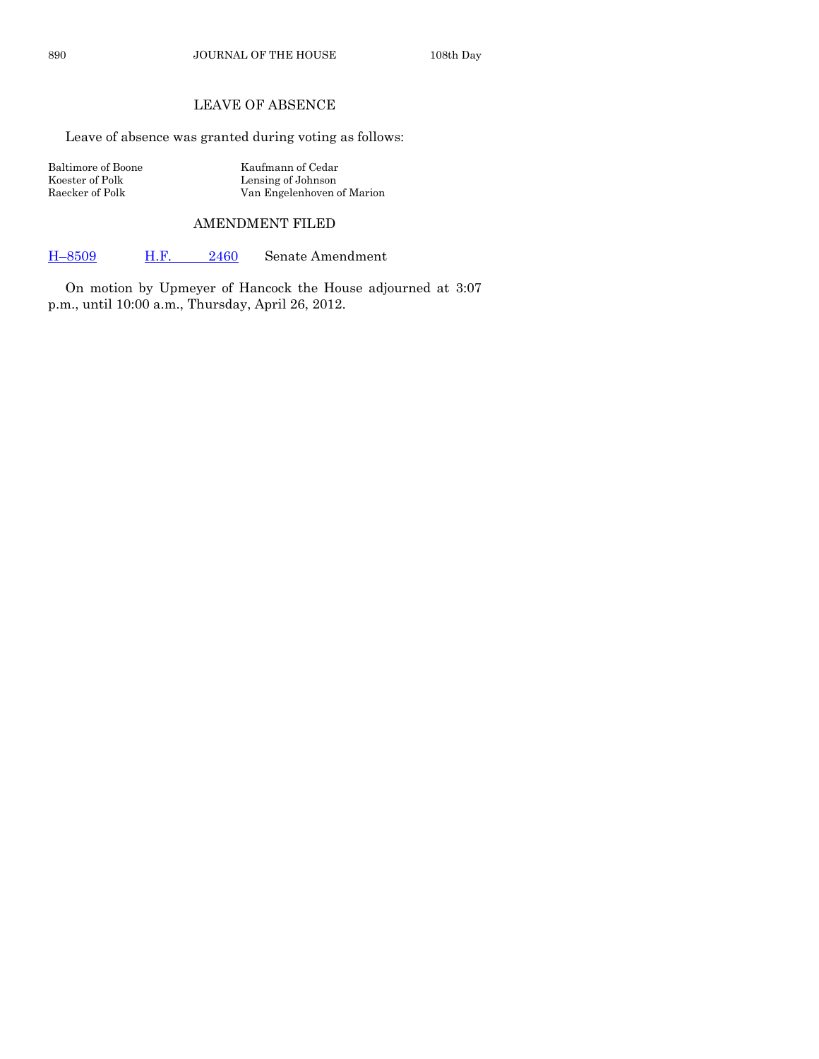## LEAVE OF ABSENCE

Leave of absence was granted during voting as follows:

| | |
|---|---|
| Baltimore of Boone | Kaufmann of Cedar |
| Koester of Polk | Lensing of Johnson |
| Raecker of Polk | Van Engelenhoven of Marion |

## AMENDMENT FILED

| | | |
|---|---|---|
| H–8509 | H.F. 2460 | Senate Amendment |

On motion by Upmeyer of Hancock the House adjourned at 3:07 p.m., until 10:00 a.m., Thursday, April 26, 2012.